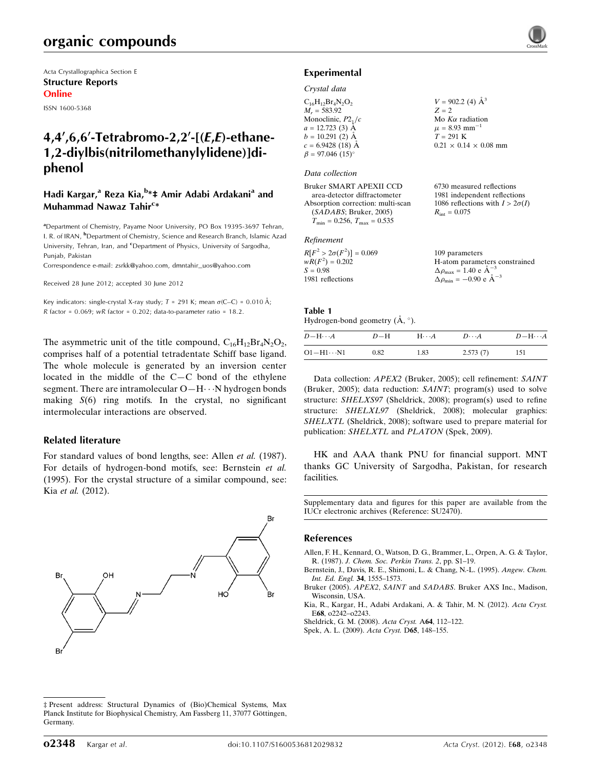# organic compounds

Acta Crystallographica Section E
**Structure Reports Online**
ISSN 1600-5368

## 4,4′,6,6′-Tetrabromo-2,2′-[(*E*,*E*)-ethane-1,2-diylbis(nitrilomethanylylidene)]diphenol

**Hadi Kargar,[a] Reza Kia,[b]*‡ Amir Adabi Ardakani[a] and Muhammad Nawaz Tahir[c]***

[a]Department of Chemistry, Payame Noor University, PO Box 19395-3697 Tehran, I. R. of IRAN, [b]Department of Chemistry, Science and Research Branch, Islamic Azad University, Tehran, Iran, and [c]Department of Physics, University of Sargodha, Punjab, Pakistan
Correspondence e-mail: zsrkk@yahoo.com, dmntahir_uos@yahoo.com

Received 28 June 2012; accepted 30 June 2012

Key indicators: single-crystal X-ray study; $T$ = 291 K; mean $\sigma$(C–C) = 0.010 Å; $R$ factor = 0.069; $wR$ factor = 0.202; data-to-parameter ratio = 18.2.

The asymmetric unit of the title compound, $C_{16}H_{12}Br_4N_2O_2$, comprises half of a potential tetradentate Schiff base ligand. The whole molecule is generated by an inversion center located in the middle of the C—C bond of the ethylene segment. There are intramolecular O—H⋯N hydrogen bonds making $S$(6) ring motifs. In the crystal, no significant intermolecular interactions are observed.

### Related literature

For standard values of bond lengths, see: Allen *et al.* (1987). For details of hydrogen-bond motifs, see: Bernstein *et al.* (1995). For the crystal structure of a similar compound, see: Kia *et al.* (2012).

### Experimental

#### Crystal data

$C_{16}H_{12}Br_4N_2O_2$
$M_r$ = 583.92
Monoclinic, $P2_1/c$
$a$ = 12.723 (3) Å
$b$ = 10.291 (2) Å
$c$ = 6.9428 (18) Å
$\beta$ = 97.046 (15)°
$V$ = 902.2 (4) Å$^3$
$Z$ = 2
Mo $K\alpha$ radiation
$\mu$ = 8.93 mm$^{-1}$
$T$ = 291 K
0.21 × 0.14 × 0.08 mm

#### Data collection

Bruker SMART APEXII CCD area-detector diffractometer
Absorption correction: multi-scan (*SADABS*; Bruker, 2005)
$T_{min}$ = 0.256, $T_{max}$ = 0.535
6730 measured reflections
1981 independent reflections
1086 reflections with $I > 2\sigma(I)$
$R_{int}$ = 0.075

#### Refinement

$R[F^2 > 2\sigma(F^2)]$ = 0.069
$wR(F^2)$ = 0.202
$S$ = 0.98
1981 reflections
109 parameters
H-atom parameters constrained
$\Delta\rho_{max}$ = 1.40 e Å$^{-3}$
$\Delta\rho_{min}$ = −0.90 e Å$^{-3}$

**Table 1**
Hydrogen-bond geometry (Å, °).

| $D$—H⋯$A$ | $D$—H | H⋯$A$ | $D$⋯$A$ | $D$—H⋯$A$ |
|---|---|---|---|---|
| O1—H1⋯N1 | 0.82 | 1.83 | 2.573 (7) | 151 |

Data collection: *APEX2* (Bruker, 2005); cell refinement: *SAINT* (Bruker, 2005); data reduction: *SAINT*; program(s) used to solve structure: *SHELXS97* (Sheldrick, 2008); program(s) used to refine structure: *SHELXL97* (Sheldrick, 2008); molecular graphics: *SHELXTL* (Sheldrick, 2008); software used to prepare material for publication: *SHELXTL* and *PLATON* (Spek, 2009).

HK and AAA thank PNU for financial support. MNT thanks GC University of Sargodha, Pakistan, for research facilities.

Supplementary data and figures for this paper are available from the IUCr electronic archives (Reference: SU2470).

### References

Allen, F. H., Kennard, O., Watson, D. G., Brammer, L., Orpen, A. G. & Taylor, R. (1987). *J. Chem. Soc. Perkin Trans. 2*, pp. S1–19.
Bernstein, J., Davis, R. E., Shimoni, L. & Chang, N.-L. (1995). *Angew. Chem. Int. Ed. Engl.* **34**, 1555–1573.
Bruker (2005). *APEX2*, *SAINT* and *SADABS*. Bruker AXS Inc., Madison, Wisconsin, USA.
Kia, R., Kargar, H., Adabi Ardakani, A. & Tahir, M. N. (2012). *Acta Cryst.* E**68**, o2242–o2243.
Sheldrick, G. M. (2008). *Acta Cryst.* A**64**, 112–122.
Spek, A. L. (2009). *Acta Cryst.* D**65**, 148–155.

‡ Present address: Structural Dynamics of (Bio)Chemical Systems, Max Planck Institute for Biophysical Chemistry, Am Fassberg 11, 37077 Göttingen, Germany.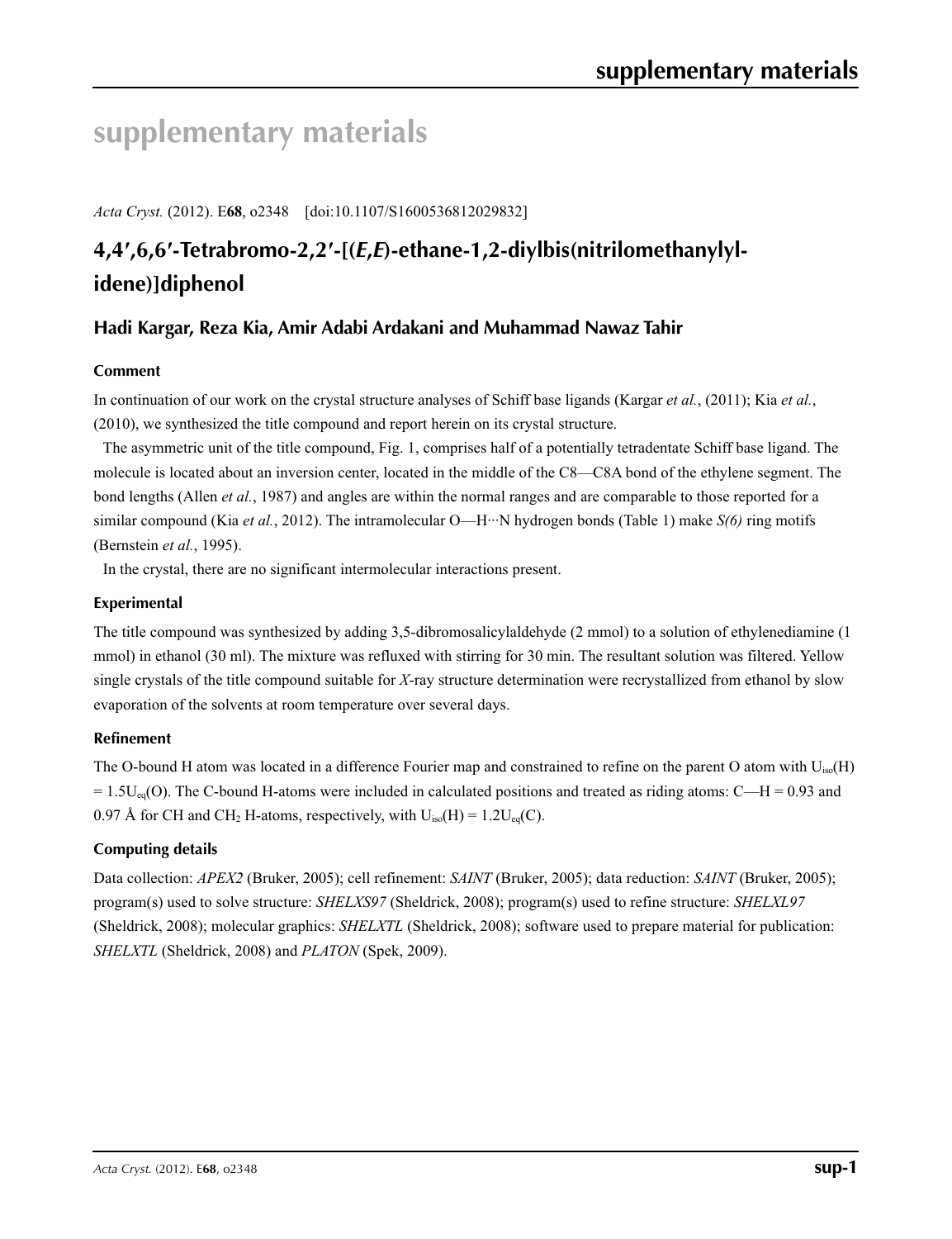# supplementary materials

*Acta Cryst.* (2012). E**68**, o2348 [doi:10.1107/S1600536812029832]

## 4,4′,6,6′-Tetrabromo-2,2′-[(*E*,*E*)-ethane-1,2-diylbis(nitrilomethanylylidene)]diphenol

### Hadi Kargar, Reza Kia, Amir Adabi Ardakani and Muhammad Nawaz Tahir

#### Comment

In continuation of our work on the crystal structure analyses of Schiff base ligands (Kargar *et al.*, (2011); Kia *et al.*, (2010), we synthesized the title compound and report herein on its crystal structure.

The asymmetric unit of the title compound, Fig. 1, comprises half of a potentially tetradentate Schiff base ligand. The molecule is located about an inversion center, located in the middle of the C8—C8A bond of the ethylene segment. The bond lengths (Allen *et al.*, 1987) and angles are within the normal ranges and are comparable to those reported for a similar compound (Kia *et al.*, 2012). The intramolecular O—H···N hydrogen bonds (Table 1) make *S(6)* ring motifs (Bernstein *et al.*, 1995).

In the crystal, there are no significant intermolecular interactions present.

#### Experimental

The title compound was synthesized by adding 3,5-dibromosalicylaldehyde (2 mmol) to a solution of ethylenediamine (1 mmol) in ethanol (30 ml). The mixture was refluxed with stirring for 30 min. The resultant solution was filtered. Yellow single crystals of the title compound suitable for *X*-ray structure determination were recrystallized from ethanol by slow evaporation of the solvents at room temperature over several days.

#### Refinement

The O-bound H atom was located in a difference Fourier map and constrained to refine on the parent O atom with $U_{iso}(H) = 1.5U_{eq}(O)$. The C-bound H-atoms were included in calculated positions and treated as riding atoms: C—H = 0.93 and 0.97 Å for CH and $CH_2$ H-atoms, respectively, with $U_{iso}(H) = 1.2U_{eq}(C)$.

#### Computing details

Data collection: *APEX2* (Bruker, 2005); cell refinement: *SAINT* (Bruker, 2005); data reduction: *SAINT* (Bruker, 2005); program(s) used to solve structure: *SHELXS97* (Sheldrick, 2008); program(s) used to refine structure: *SHELXL97* (Sheldrick, 2008); molecular graphics: *SHELXTL* (Sheldrick, 2008); software used to prepare material for publication: *SHELXTL* (Sheldrick, 2008) and *PLATON* (Spek, 2009).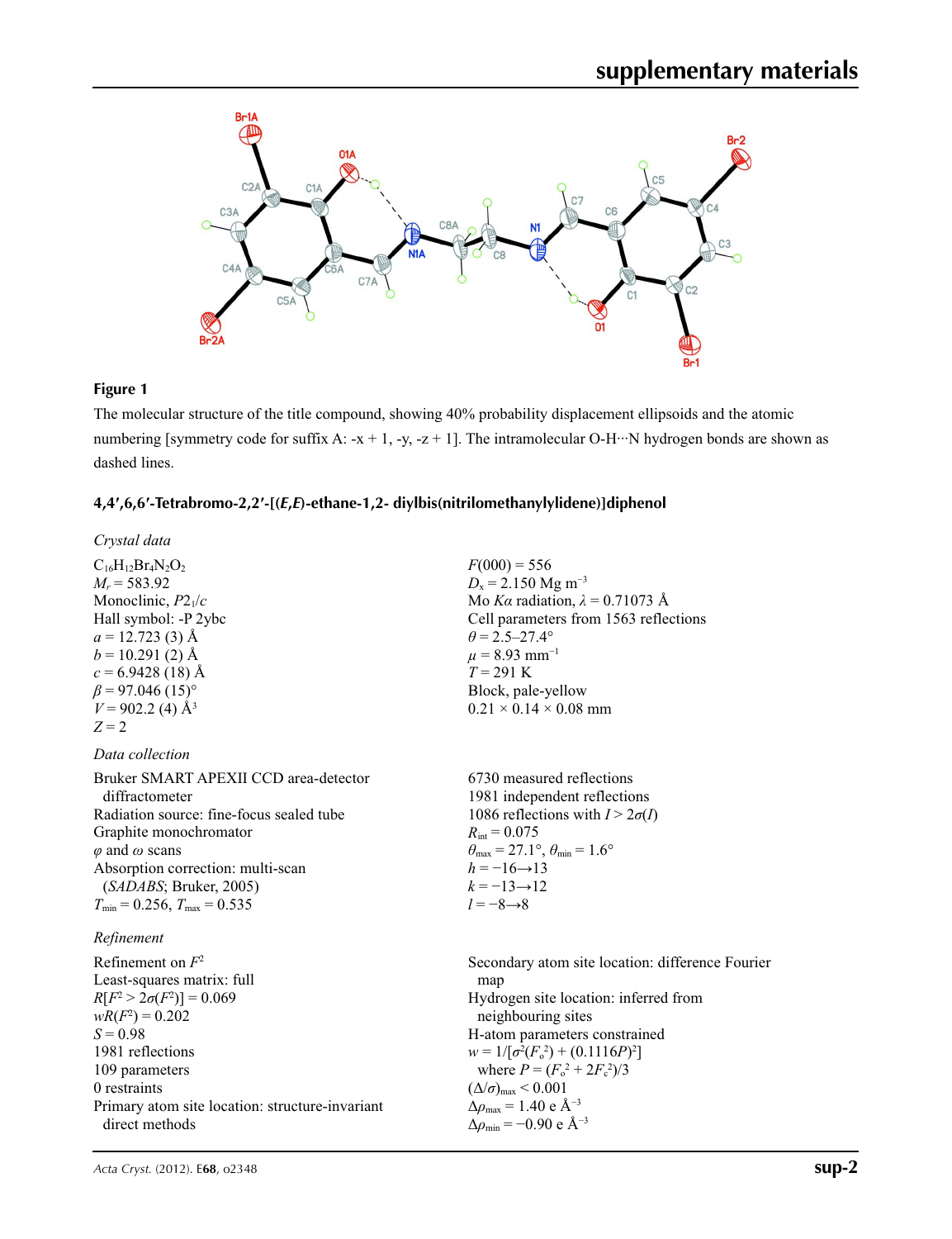**Figure 1**

The molecular structure of the title compound, showing 40% probability displacement ellipsoids and the atomic numbering [symmetry code for suffix A: -x + 1, -y, -z + 1]. The intramolecular O-H···N hydrogen bonds are shown as dashed lines.

### 4,4′,6,6′-Tetrabromo-2,2′-[(*E*,*E*)-ethane-1,2- diylbis(nitrilomethanylylidene)]diphenol

*Crystal data*

$C_{16}H_{12}Br_4N_2O_2$
$M_r = 583.92$
Monoclinic, $P2_1/c$
Hall symbol: -P 2ybc
$a = 12.723$ (3) Å
$b = 10.291$ (2) Å
$c = 6.9428$ (18) Å
$\beta = 97.046$ (15)°
$V = 902.2$ (4) Å$^3$
$Z = 2$
$F(000) = 556$
$D_x = 2.150$ Mg m$^{-3}$
Mo $K\alpha$ radiation, $\lambda = 0.71073$ Å
Cell parameters from 1563 reflections
$\theta = 2.5$–27.4°
$\mu = 8.93$ mm$^{-1}$
$T = 291$ K
Block, pale-yellow
0.21 × 0.14 × 0.08 mm

*Data collection*

Bruker SMART APEXII CCD area-detector diffractometer
Radiation source: fine-focus sealed tube
Graphite monochromator
$\varphi$ and $\omega$ scans
Absorption correction: multi-scan (*SADABS*; Bruker, 2005)
$T_{min} = 0.256$, $T_{max} = 0.535$
6730 measured reflections
1981 independent reflections
1086 reflections with $I > 2\sigma(I)$
$R_{int} = 0.075$
$\theta_{max} = 27.1°$, $\theta_{min} = 1.6°$
$h = -16 \rightarrow 13$
$k = -13 \rightarrow 12$
$l = -8 \rightarrow 8$

*Refinement*

Refinement on $F^2$
Least-squares matrix: full
$R[F^2 > 2\sigma(F^2)] = 0.069$
$wR(F^2) = 0.202$
$S = 0.98$
1981 reflections
109 parameters
0 restraints
Primary atom site location: structure-invariant direct methods
Secondary atom site location: difference Fourier map
Hydrogen site location: inferred from neighbouring sites
H-atom parameters constrained
$w = 1/[\sigma^2(F_o^2) + (0.1116P)^2]$
where $P = (F_o^2 + 2F_c^2)/3$
$(\Delta/\sigma)_{max} < 0.001$
$\Delta\rho_{max} = 1.40$ e Å$^{-3}$
$\Delta\rho_{min} = -0.90$ e Å$^{-3}$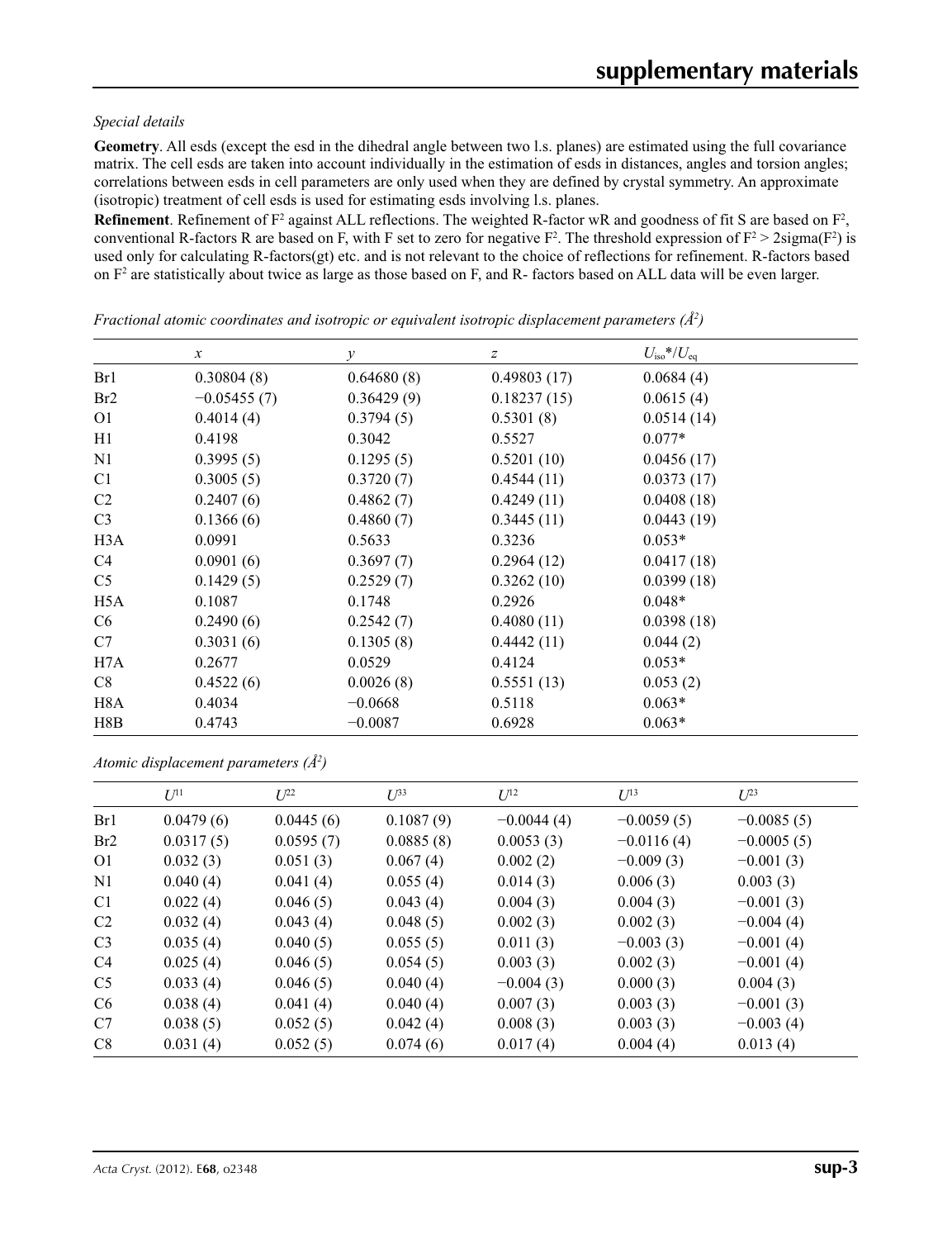*Special details*

**Geometry**. All esds (except the esd in the dihedral angle between two l.s. planes) are estimated using the full covariance matrix. The cell esds are taken into account individually in the estimation of esds in distances, angles and torsion angles; correlations between esds in cell parameters are only used when they are defined by crystal symmetry. An approximate (isotropic) treatment of cell esds is used for estimating esds involving l.s. planes.

**Refinement**. Refinement of $F^2$ against ALL reflections. The weighted R-factor wR and goodness of fit S are based on $F^2$, conventional R-factors R are based on F, with F set to zero for negative $F^2$. The threshold expression of $F^2 > 2\text{sigma}(F^2)$ is used only for calculating R-factors(gt) etc. and is not relevant to the choice of reflections for refinement. R-factors based on $F^2$ are statistically about twice as large as those based on F, and R- factors based on ALL data will be even larger.

*Fractional atomic coordinates and isotropic or equivalent isotropic displacement parameters (Å$^2$)*

| | $x$ | $y$ | $z$ | $U_{iso}$*/$U_{eq}$ |
|---|---|---|---|---|
| Br1 | 0.30804 (8) | 0.64680 (8) | 0.49803 (17) | 0.0684 (4) |
| Br2 | −0.05455 (7) | 0.36429 (9) | 0.18237 (15) | 0.0615 (4) |
| O1 | 0.4014 (4) | 0.3794 (5) | 0.5301 (8) | 0.0514 (14) |
| H1 | 0.4198 | 0.3042 | 0.5527 | 0.077* |
| N1 | 0.3995 (5) | 0.1295 (5) | 0.5201 (10) | 0.0456 (17) |
| C1 | 0.3005 (5) | 0.3720 (7) | 0.4544 (11) | 0.0373 (17) |
| C2 | 0.2407 (6) | 0.4862 (7) | 0.4249 (11) | 0.0408 (18) |
| C3 | 0.1366 (6) | 0.4860 (7) | 0.3445 (11) | 0.0443 (19) |
| H3A | 0.0991 | 0.5633 | 0.3236 | 0.053* |
| C4 | 0.0901 (6) | 0.3697 (7) | 0.2964 (12) | 0.0417 (18) |
| C5 | 0.1429 (5) | 0.2529 (7) | 0.3262 (10) | 0.0399 (18) |
| H5A | 0.1087 | 0.1748 | 0.2926 | 0.048* |
| C6 | 0.2490 (6) | 0.2542 (7) | 0.4080 (11) | 0.0398 (18) |
| C7 | 0.3031 (6) | 0.1305 (8) | 0.4442 (11) | 0.044 (2) |
| H7A | 0.2677 | 0.0529 | 0.4124 | 0.053* |
| C8 | 0.4522 (6) | 0.0026 (8) | 0.5551 (13) | 0.053 (2) |
| H8A | 0.4034 | −0.0668 | 0.5118 | 0.063* |
| H8B | 0.4743 | −0.0087 | 0.6928 | 0.063* |

*Atomic displacement parameters (Å$^2$)*

| | $U^{11}$ | $U^{22}$ | $U^{33}$ | $U^{12}$ | $U^{13}$ | $U^{23}$ |
|---|---|---|---|---|---|---|
| Br1 | 0.0479 (6) | 0.0445 (6) | 0.1087 (9) | −0.0044 (4) | −0.0059 (5) | −0.0085 (5) |
| Br2 | 0.0317 (5) | 0.0595 (7) | 0.0885 (8) | 0.0053 (3) | −0.0116 (4) | −0.0005 (5) |
| O1 | 0.032 (3) | 0.051 (3) | 0.067 (4) | 0.002 (2) | −0.009 (3) | −0.001 (3) |
| N1 | 0.040 (4) | 0.041 (4) | 0.055 (4) | 0.014 (3) | 0.006 (3) | 0.003 (3) |
| C1 | 0.022 (4) | 0.046 (5) | 0.043 (4) | 0.004 (3) | 0.004 (3) | −0.001 (3) |
| C2 | 0.032 (4) | 0.043 (4) | 0.048 (5) | 0.002 (3) | 0.002 (3) | −0.004 (4) |
| C3 | 0.035 (4) | 0.040 (5) | 0.055 (5) | 0.011 (3) | −0.003 (3) | −0.001 (4) |
| C4 | 0.025 (4) | 0.046 (5) | 0.054 (5) | 0.003 (3) | 0.002 (3) | −0.001 (4) |
| C5 | 0.033 (4) | 0.046 (5) | 0.040 (4) | −0.004 (3) | 0.000 (3) | 0.004 (3) |
| C6 | 0.038 (4) | 0.041 (4) | 0.040 (4) | 0.007 (3) | 0.003 (3) | −0.001 (3) |
| C7 | 0.038 (5) | 0.052 (5) | 0.042 (4) | 0.008 (3) | 0.003 (3) | −0.003 (4) |
| C8 | 0.031 (4) | 0.052 (5) | 0.074 (6) | 0.017 (4) | 0.004 (4) | 0.013 (4) |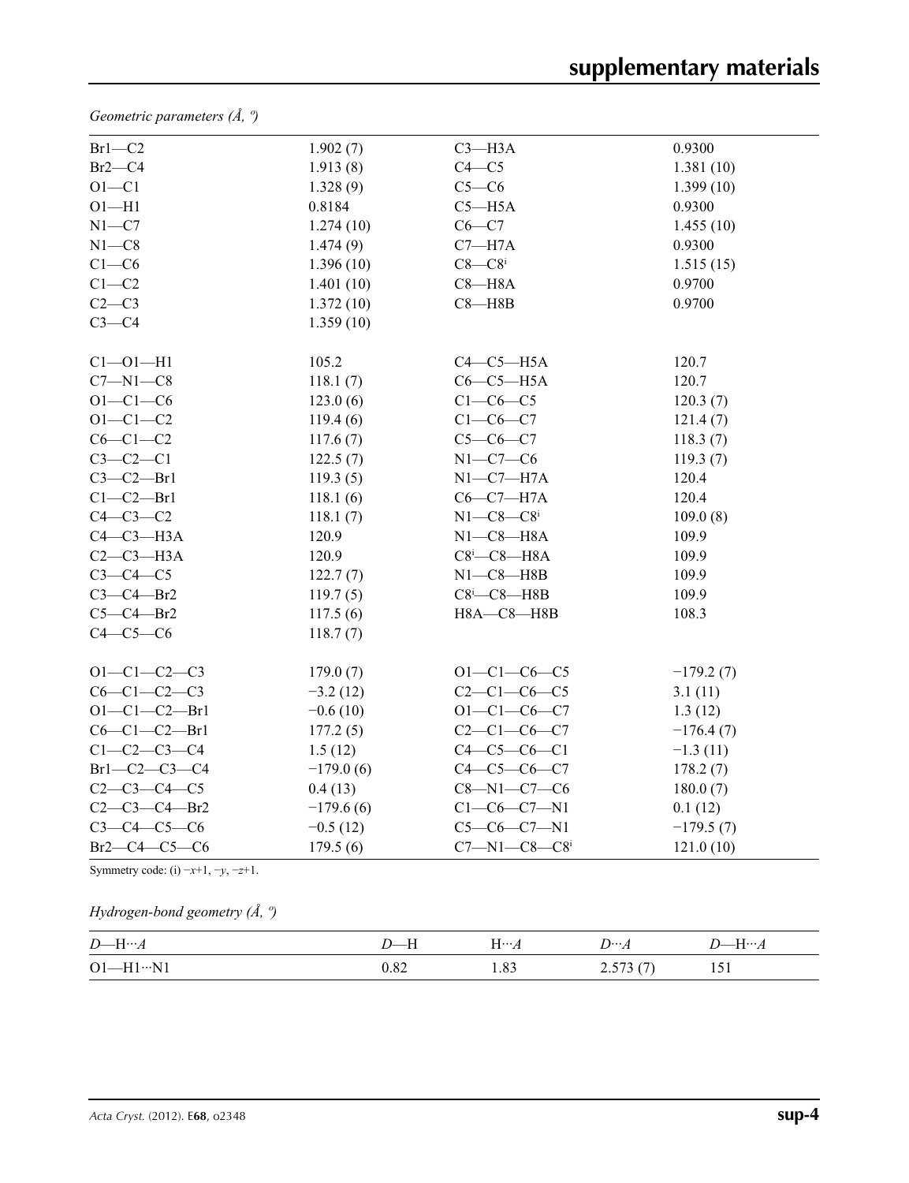*Geometric parameters (Å, º)*

| | | | |
|---|---|---|---|
| Br1—C2 | 1.902 (7) | C3—H3A | 0.9300 |
| Br2—C4 | 1.913 (8) | C4—C5 | 1.381 (10) |
| O1—C1 | 1.328 (9) | C5—C6 | 1.399 (10) |
| O1—H1 | 0.8184 | C5—H5A | 0.9300 |
| N1—C7 | 1.274 (10) | C6—C7 | 1.455 (10) |
| N1—C8 | 1.474 (9) | C7—H7A | 0.9300 |
| C1—C6 | 1.396 (10) | C8—C8$^{i}$ | 1.515 (15) |
| C1—C2 | 1.401 (10) | C8—H8A | 0.9700 |
| C2—C3 | 1.372 (10) | C8—H8B | 0.9700 |
| C3—C4 | 1.359 (10) | | |
| | | | |
| C1—O1—H1 | 105.2 | C4—C5—H5A | 120.7 |
| C7—N1—C8 | 118.1 (7) | C6—C5—H5A | 120.7 |
| O1—C1—C6 | 123.0 (6) | C1—C6—C5 | 120.3 (7) |
| O1—C1—C2 | 119.4 (6) | C1—C6—C7 | 121.4 (7) |
| C6—C1—C2 | 117.6 (7) | C5—C6—C7 | 118.3 (7) |
| C3—C2—C1 | 122.5 (7) | N1—C7—C6 | 119.3 (7) |
| C3—C2—Br1 | 119.3 (5) | N1—C7—H7A | 120.4 |
| C1—C2—Br1 | 118.1 (6) | C6—C7—H7A | 120.4 |
| C4—C3—C2 | 118.1 (7) | N1—C8—C8$^{i}$ | 109.0 (8) |
| C4—C3—H3A | 120.9 | N1—C8—H8A | 109.9 |
| C2—C3—H3A | 120.9 | C8$^{i}$—C8—H8A | 109.9 |
| C3—C4—C5 | 122.7 (7) | N1—C8—H8B | 109.9 |
| C3—C4—Br2 | 119.7 (5) | C8$^{i}$—C8—H8B | 109.9 |
| C5—C4—Br2 | 117.5 (6) | H8A—C8—H8B | 108.3 |
| C4—C5—C6 | 118.7 (7) | | |
| | | | |
| O1—C1—C2—C3 | 179.0 (7) | O1—C1—C6—C5 | −179.2 (7) |
| C6—C1—C2—C3 | −3.2 (12) | C2—C1—C6—C5 | 3.1 (11) |
| O1—C1—C2—Br1 | −0.6 (10) | O1—C1—C6—C7 | 1.3 (12) |
| C6—C1—C2—Br1 | 177.2 (5) | C2—C1—C6—C7 | −176.4 (7) |
| C1—C2—C3—C4 | 1.5 (12) | C4—C5—C6—C1 | −1.3 (11) |
| Br1—C2—C3—C4 | −179.0 (6) | C4—C5—C6—C7 | 178.2 (7) |
| C2—C3—C4—C5 | 0.4 (13) | C8—N1—C7—C6 | 180.0 (7) |
| C2—C3—C4—Br2 | −179.6 (6) | C1—C6—C7—N1 | 0.1 (12) |
| C3—C4—C5—C6 | −0.5 (12) | C5—C6—C7—N1 | −179.5 (7) |
| Br2—C4—C5—C6 | 179.5 (6) | C7—N1—C8—C8$^{i}$ | 121.0 (10) |

Symmetry code: (i) $-x+1, -y, -z+1$.

*Hydrogen-bond geometry (Å, º)*

| *D*—H···*A* | *D*—H | H···*A* | *D*···*A* | *D*—H···*A* |
|---|---|---|---|---|
| O1—H1···N1 | 0.82 | 1.83 | 2.573 (7) | 151 |